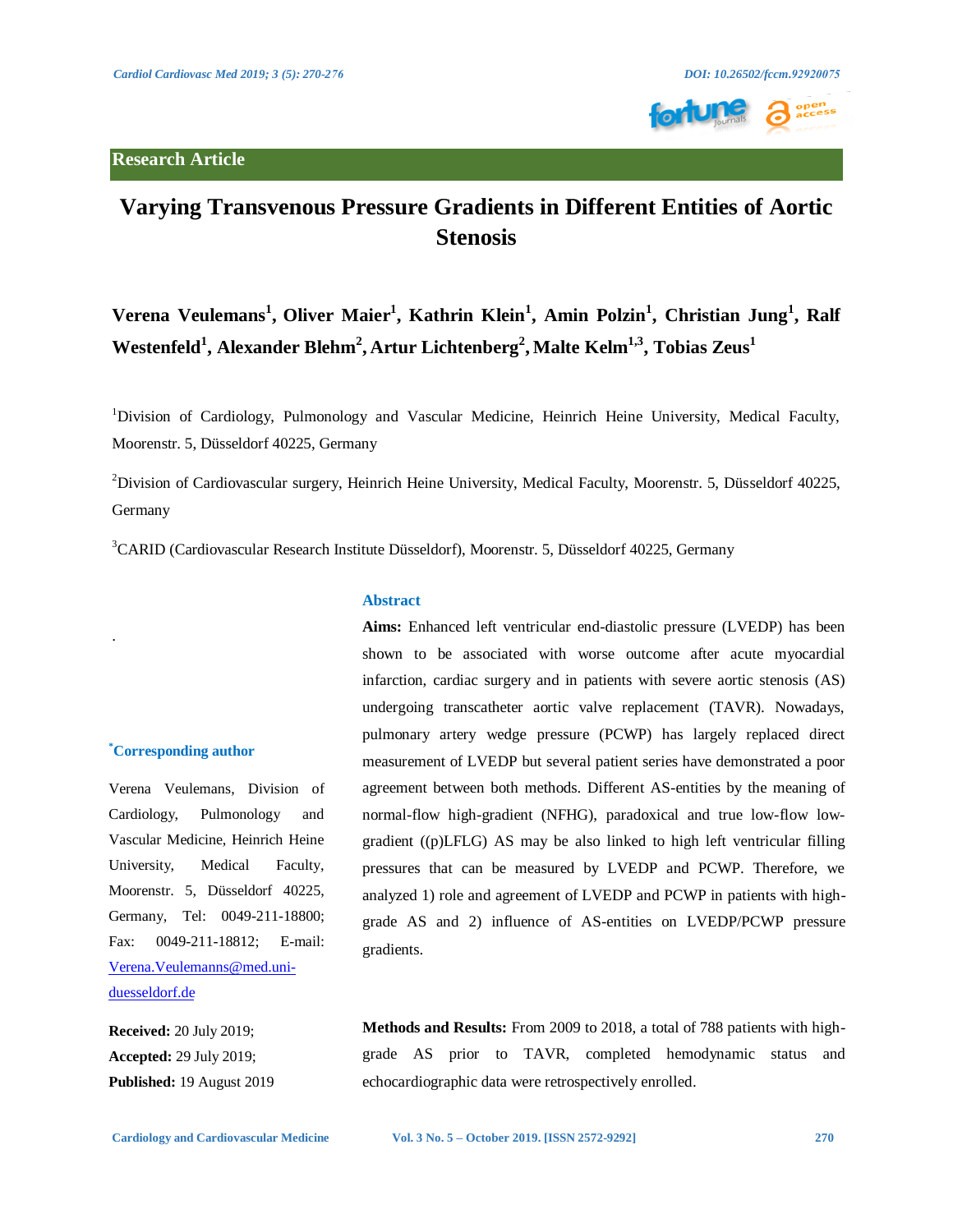Research Article

# Varying Transvenous Pressure Gradients in Different Entities of Aortic Stenosis

**Verena Veulemans[1], Oliver Maier[1], Kathrin Klein[1], Amin Polzin[1], Christian Jung[1], Ralf Westenfeld[1], Alexander Blehm[2], Artur Lichtenberg[2], Malte Kelm[1,3], Tobias Zeus[1]**

[1]Division of Cardiology, Pulmonology and Vascular Medicine, Heinrich Heine University, Medical Faculty, Moorenstr. 5, Düsseldorf 40225, Germany

[2]Division of Cardiovascular surgery, Heinrich Heine University, Medical Faculty, Moorenstr. 5, Düsseldorf 40225, Germany

[3]CARID (Cardiovascular Research Institute Düsseldorf), Moorenstr. 5, Düsseldorf 40225, Germany

**[*]Corresponding author**

Verena Veulemans, Division of Cardiology, Pulmonology and Vascular Medicine, Heinrich Heine University, Medical Faculty, Moorenstr. 5, Düsseldorf 40225, Germany, Tel: 0049-211-18800; Fax: 0049-211-18812; E-mail: Verena.Veulemanns@med.uni-duesseldorf.de

**Received:** 20 July 2019;
**Accepted:** 29 July 2019;
**Published:** 19 August 2019

## Abstract

**Aims:** Enhanced left ventricular end-diastolic pressure (LVEDP) has been shown to be associated with worse outcome after acute myocardial infarction, cardiac surgery and in patients with severe aortic stenosis (AS) undergoing transcatheter aortic valve replacement (TAVR). Nowadays, pulmonary artery wedge pressure (PCWP) has largely replaced direct measurement of LVEDP but several patient series have demonstrated a poor agreement between both methods. Different AS-entities by the meaning of normal-flow high-gradient (NFHG), paradoxical and true low-flow low-gradient ((p)LFLG) AS may be also linked to high left ventricular filling pressures that can be measured by LVEDP and PCWP. Therefore, we analyzed 1) role and agreement of LVEDP and PCWP in patients with high-grade AS and 2) influence of AS-entities on LVEDP/PCWP pressure gradients.

**Methods and Results:** From 2009 to 2018, a total of 788 patients with high-grade AS prior to TAVR, completed hemodynamic status and echocardiographic data were retrospectively enrolled.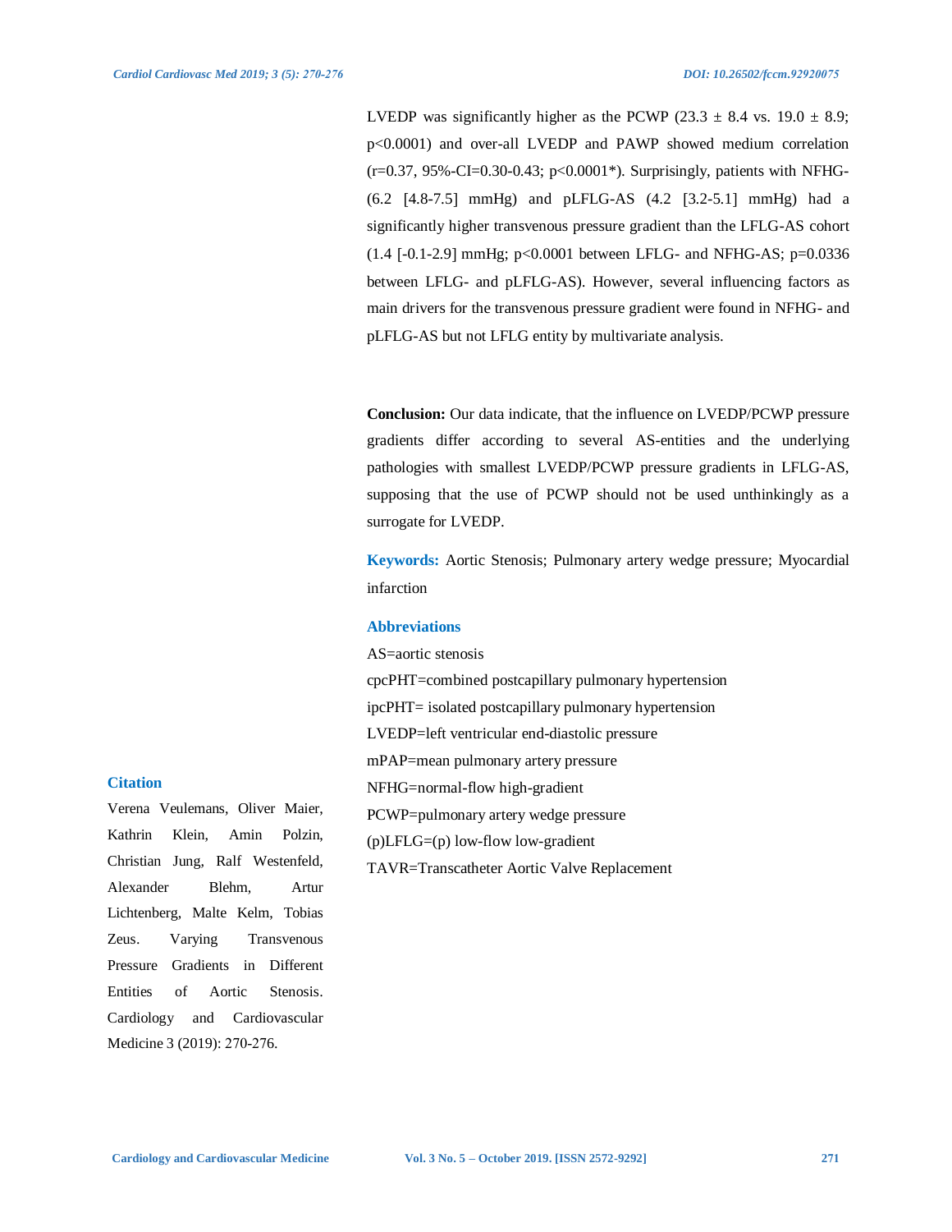LVEDP was significantly higher as the PCWP (23.3 ± 8.4 vs. 19.0 ± 8.9; $p<0.0001$) and over-all LVEDP and PAWP showed medium correlation ($r=0.37$, 95%-CI=0.30-0.43; $p<0.0001$*). Surprisingly, patients with NFHG- (6.2 [4.8-7.5] mmHg) and pLFLG-AS (4.2 [3.2-5.1] mmHg) had a significantly higher transvenous pressure gradient than the LFLG-AS cohort (1.4 [-0.1-2.9] mmHg; $p<0.0001$ between LFLG- and NFHG-AS; $p=0.0336$ between LFLG- and pLFLG-AS). However, several influencing factors as main drivers for the transvenous pressure gradient were found in NFHG- and pLFLG-AS but not LFLG entity by multivariate analysis.

**Conclusion:** Our data indicate, that the influence on LVEDP/PCWP pressure gradients differ according to several AS-entities and the underlying pathologies with smallest LVEDP/PCWP pressure gradients in LFLG-AS, supposing that the use of PCWP should not be used unthinkingly as a surrogate for LVEDP.

**Keywords:** Aortic Stenosis; Pulmonary artery wedge pressure; Myocardial infarction

## Abbreviations

AS=aortic stenosis

cpcPHT=combined postcapillary pulmonary hypertension

ipcPHT= isolated postcapillary pulmonary hypertension

LVEDP=left ventricular end-diastolic pressure

mPAP=mean pulmonary artery pressure

NFHG=normal-flow high-gradient

PCWP=pulmonary artery wedge pressure

(p)LFLG=(p) low-flow low-gradient

TAVR=Transcatheter Aortic Valve Replacement

## Citation

Verena Veulemans, Oliver Maier, Kathrin Klein, Amin Polzin, Christian Jung, Ralf Westenfeld, Alexander Blehm, Artur Lichtenberg, Malte Kelm, Tobias Zeus. Varying Transvenous Pressure Gradients in Different Entities of Aortic Stenosis. Cardiology and Cardiovascular Medicine 3 (2019): 270-276.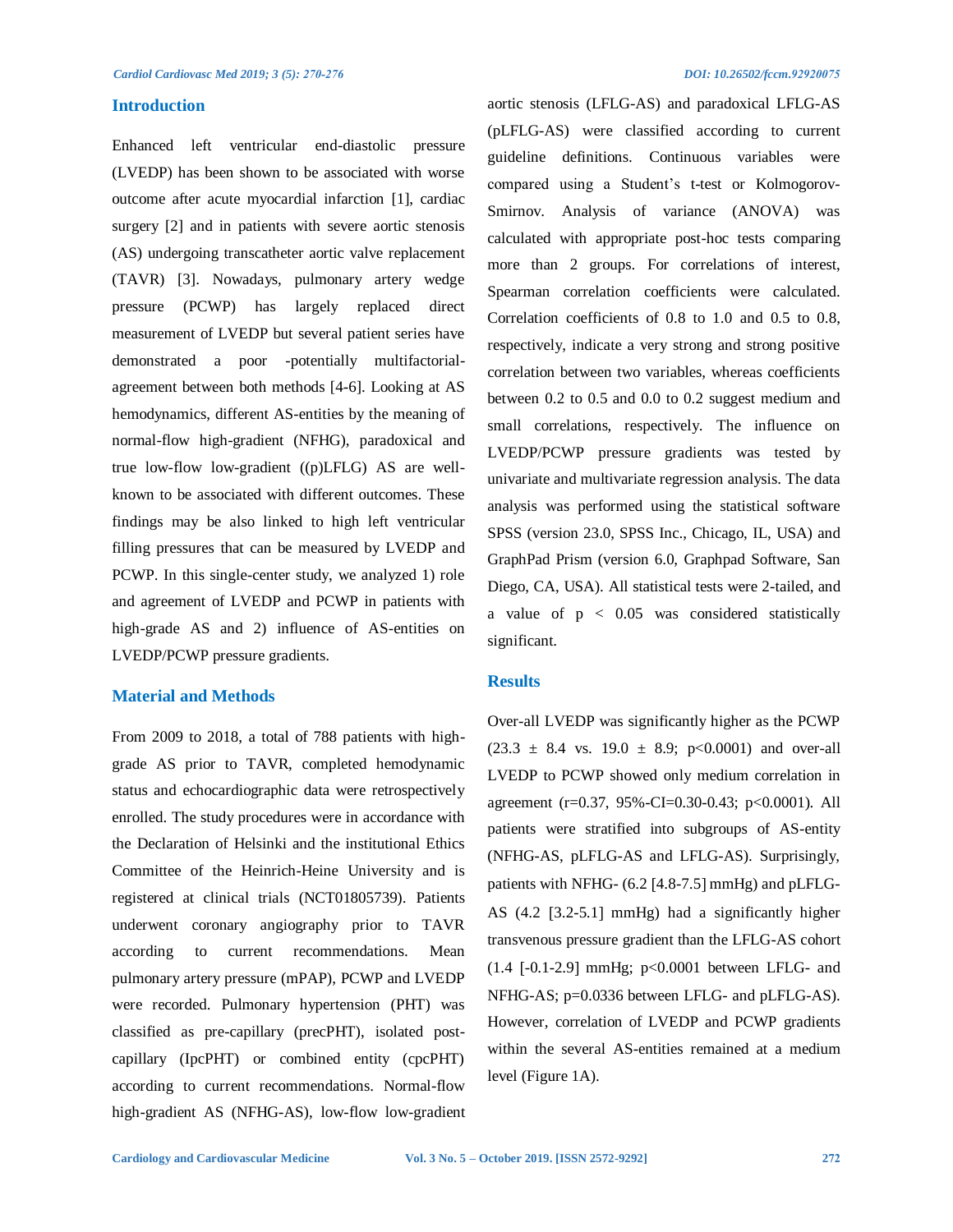## Introduction

Enhanced left ventricular end-diastolic pressure (LVEDP) has been shown to be associated with worse outcome after acute myocardial infarction [1], cardiac surgery [2] and in patients with severe aortic stenosis (AS) undergoing transcatheter aortic valve replacement (TAVR) [3]. Nowadays, pulmonary artery wedge pressure (PCWP) has largely replaced direct measurement of LVEDP but several patient series have demonstrated a poor -potentially multifactorial- agreement between both methods [4-6]. Looking at AS hemodynamics, different AS-entities by the meaning of normal-flow high-gradient (NFHG), paradoxical and true low-flow low-gradient ((p)LFLG) AS are well-known to be associated with different outcomes. These findings may be also linked to high left ventricular filling pressures that can be measured by LVEDP and PCWP. In this single-center study, we analyzed 1) role and agreement of LVEDP and PCWP in patients with high-grade AS and 2) influence of AS-entities on LVEDP/PCWP pressure gradients.

## Material and Methods

From 2009 to 2018, a total of 788 patients with high-grade AS prior to TAVR, completed hemodynamic status and echocardiographic data were retrospectively enrolled. The study procedures were in accordance with the Declaration of Helsinki and the institutional Ethics Committee of the Heinrich-Heine University and is registered at clinical trials (NCT01805739). Patients underwent coronary angiography prior to TAVR according to current recommendations. Mean pulmonary artery pressure (mPAP), PCWP and LVEDP were recorded. Pulmonary hypertension (PHT) was classified as pre-capillary (precPHT), isolated post-capillary (IpcPHT) or combined entity (cpcPHT) according to current recommendations. Normal-flow high-gradient AS (NFHG-AS), low-flow low-gradient aortic stenosis (LFLG-AS) and paradoxical LFLG-AS (pLFLG-AS) were classified according to current guideline definitions. Continuous variables were compared using a Student's t-test or Kolmogorov-Smirnov. Analysis of variance (ANOVA) was calculated with appropriate post-hoc tests comparing more than 2 groups. For correlations of interest, Spearman correlation coefficients were calculated. Correlation coefficients of 0.8 to 1.0 and 0.5 to 0.8, respectively, indicate a very strong and strong positive correlation between two variables, whereas coefficients between 0.2 to 0.5 and 0.0 to 0.2 suggest medium and small correlations, respectively. The influence on LVEDP/PCWP pressure gradients was tested by univariate and multivariate regression analysis. The data analysis was performed using the statistical software SPSS (version 23.0, SPSS Inc., Chicago, IL, USA) and GraphPad Prism (version 6.0, Graphpad Software, San Diego, CA, USA). All statistical tests were 2-tailed, and a value of $p < 0.05$ was considered statistically significant.

## Results

Over-all LVEDP was significantly higher as the PCWP (23.3 ± 8.4 vs. 19.0 ± 8.9; $p<0.0001$) and over-all LVEDP to PCWP showed only medium correlation in agreement ($r=0.37$, 95%-CI=0.30-0.43; $p<0.0001$). All patients were stratified into subgroups of AS-entity (NFHG-AS, pLFLG-AS and LFLG-AS). Surprisingly, patients with NFHG- (6.2 [4.8-7.5] mmHg) and pLFLG-AS (4.2 [3.2-5.1] mmHg) had a significantly higher transvenous pressure gradient than the LFLG-AS cohort (1.4 [-0.1-2.9] mmHg; $p<0.0001$ between LFLG- and NFHG-AS; $p=0.0336$ between LFLG- and pLFLG-AS). However, correlation of LVEDP and PCWP gradients within the several AS-entities remained at a medium level (Figure 1A).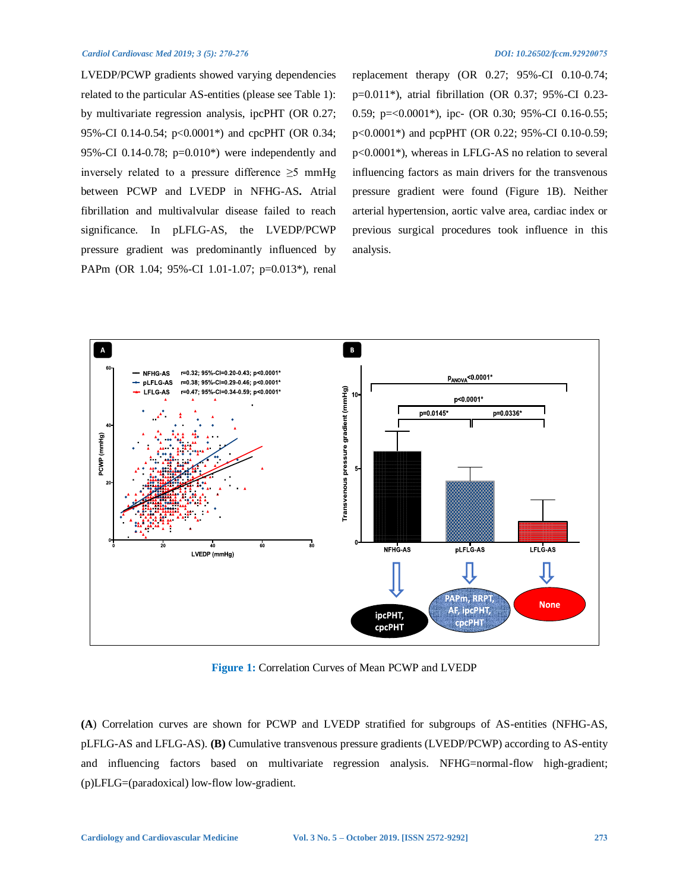LVEDP/PCWP gradients showed varying dependencies related to the particular AS-entities (please see Table 1): by multivariate regression analysis, ipcPHT (OR 0.27; 95%-CI 0.14-0.54; p<0.0001*) and cpcPHT (OR 0.34; 95%-CI 0.14-0.78; p=0.010*) were independently and inversely related to a pressure difference ≥5 mmHg between PCWP and LVEDP in NFHG-AS**.** Atrial fibrillation and multivalvular disease failed to reach significance. In pLFLG-AS, the LVEDP/PCWP pressure gradient was predominantly influenced by PAPm (OR 1.04; 95%-CI 1.01-1.07; p=0.013*), renal replacement therapy (OR 0.27; 95%-CI 0.10-0.74; p=0.011*), atrial fibrillation (OR 0.37; 95%-CI 0.23-0.59; p=<0.0001*), ipc- (OR 0.30; 95%-CI 0.16-0.55; p<0.0001*) and pcpPHT (OR 0.22; 95%-CI 0.10-0.59; p<0.0001*), whereas in LFLG-AS no relation to several influencing factors as main drivers for the transvenous pressure gradient were found (Figure 1B). Neither arterial hypertension, aortic valve area, cardiac index or previous surgical procedures took influence in this analysis.

**Figure 1:** Correlation Curves of Mean PCWP and LVEDP

(**A**) Correlation curves are shown for PCWP and LVEDP stratified for subgroups of AS-entities (NFHG-AS, pLFLG-AS and LFLG-AS). **(B)** Cumulative transvenous pressure gradients (LVEDP/PCWP) according to AS-entity and influencing factors based on multivariate regression analysis. NFHG=normal-flow high-gradient; (p)LFLG=(paradoxical) low-flow low-gradient.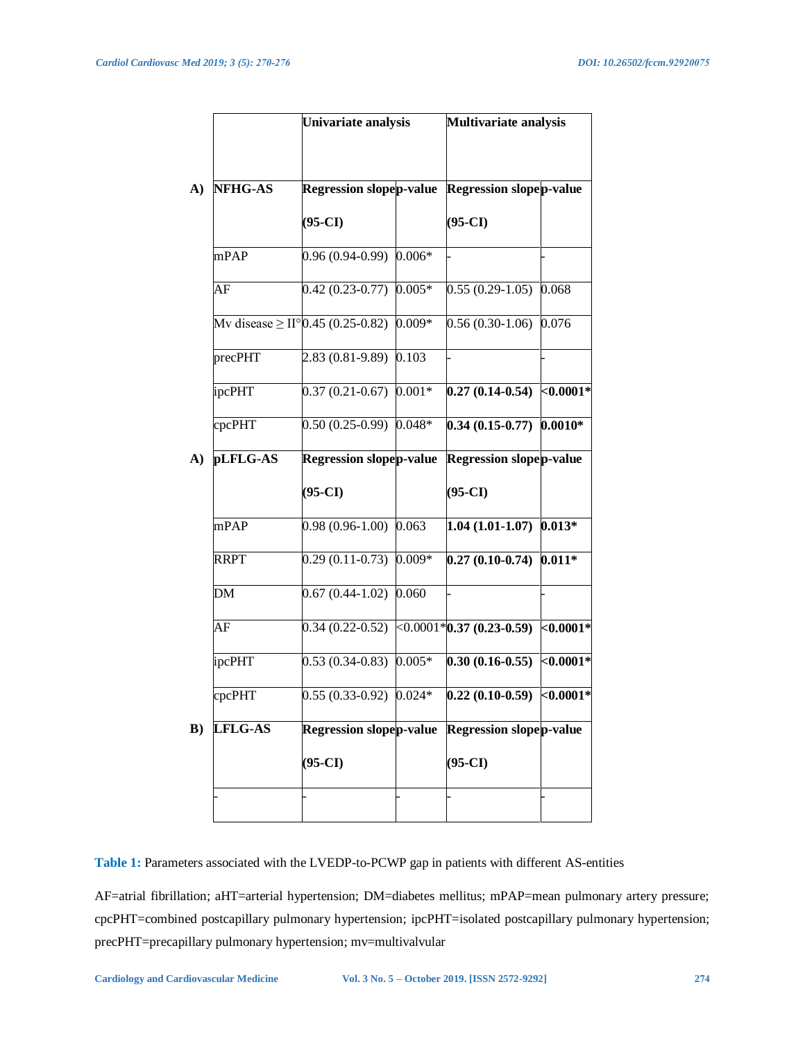| | Univariate analysis | | Multivariate analysis | |
|---|---|---|---|---|
| **A) NFHG-AS** | **Regression slope (95-CI)** | **p-value** | **Regression slope (95-CI)** | **p-value** |
| mPAP | 0.96 (0.94-0.99) | 0.006* | - | - |
| AF | 0.42 (0.23-0.77) | 0.005* | 0.55 (0.29-1.05) | 0.068 |
| Mv disease ≥ II° | 0.45 (0.25-0.82) | 0.009* | 0.56 (0.30-1.06) | 0.076 |
| precPHT | 2.83 (0.81-9.89) | 0.103 | - | - |
| ipcPHT | 0.37 (0.21-0.67) | 0.001* | **0.27 (0.14-0.54)** | **<0.0001*** |
| cpcPHT | 0.50 (0.25-0.99) | 0.048* | **0.34 (0.15-0.77)** | **0.0010*** |
| **A) pLFLG-AS** | **Regression slope (95-CI)** | **p-value** | **Regression slope (95-CI)** | **p-value** |
| mPAP | 0.98 (0.96-1.00) | 0.063 | **1.04 (1.01-1.07)** | **0.013*** |
| RRPT | 0.29 (0.11-0.73) | 0.009* | **0.27 (0.10-0.74)** | **0.011*** |
| DM | 0.67 (0.44-1.02) | 0.060 | - | - |
| AF | 0.34 (0.22-0.52) | <0.0001* | **0.37 (0.23-0.59)** | **<0.0001*** |
| ipcPHT | 0.53 (0.34-0.83) | 0.005* | **0.30 (0.16-0.55)** | **<0.0001*** |
| cpcPHT | 0.55 (0.33-0.92) | 0.024* | **0.22 (0.10-0.59)** | **<0.0001*** |
| **B) LFLG-AS** | **Regression slope (95-CI)** | **p-value** | **Regression slope (95-CI)** | **p-value** |
| - | - | - | - | - |

**Table 1:** Parameters associated with the LVEDP-to-PCWP gap in patients with different AS-entities

AF=atrial fibrillation; aHT=arterial hypertension; DM=diabetes mellitus; mPAP=mean pulmonary artery pressure; cpcPHT=combined postcapillary pulmonary hypertension; ipcPHT=isolated postcapillary pulmonary hypertension; precPHT=precapillary pulmonary hypertension; mv=multivalvular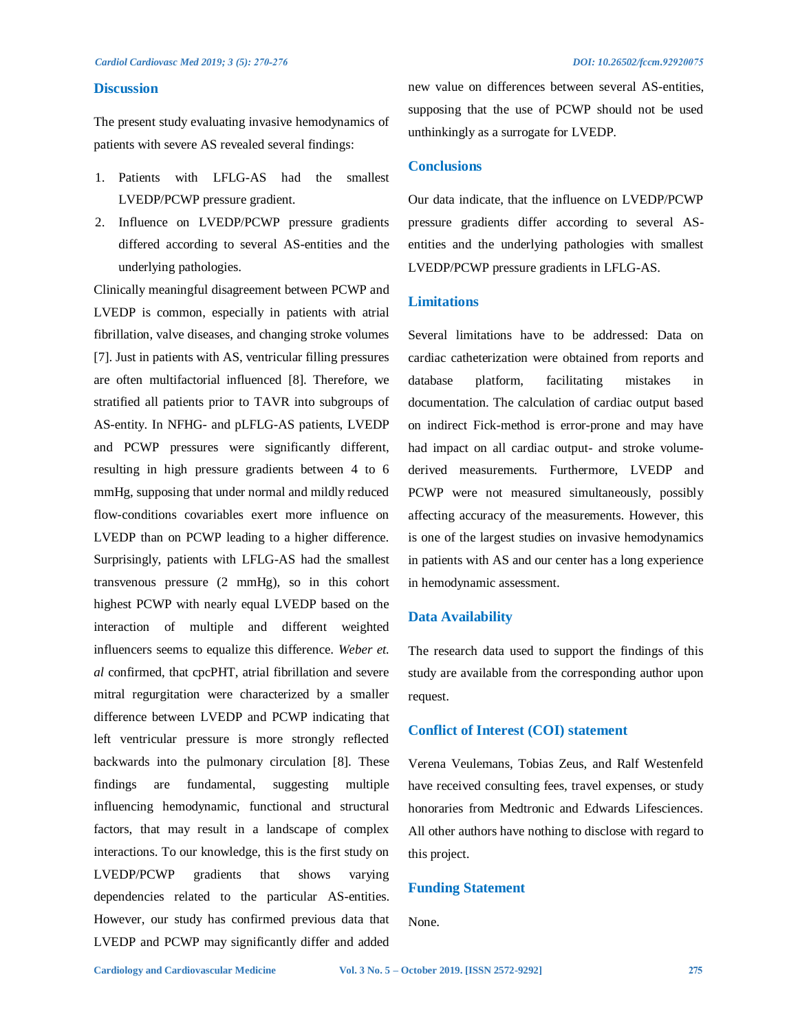## Discussion

The present study evaluating invasive hemodynamics of patients with severe AS revealed several findings:

1. Patients with LFLG-AS had the smallest LVEDP/PCWP pressure gradient.
2. Influence on LVEDP/PCWP pressure gradients differed according to several AS-entities and the underlying pathologies.

Clinically meaningful disagreement between PCWP and LVEDP is common, especially in patients with atrial fibrillation, valve diseases, and changing stroke volumes [7]. Just in patients with AS, ventricular filling pressures are often multifactorial influenced [8]. Therefore, we stratified all patients prior to TAVR into subgroups of AS-entity. In NFHG- and pLFLG-AS patients, LVEDP and PCWP pressures were significantly different, resulting in high pressure gradients between 4 to 6 mmHg, supposing that under normal and mildly reduced flow-conditions covariables exert more influence on LVEDP than on PCWP leading to a higher difference. Surprisingly, patients with LFLG-AS had the smallest transvenous pressure (2 mmHg), so in this cohort highest PCWP with nearly equal LVEDP based on the interaction of multiple and different weighted influencers seems to equalize this difference. *Weber et. al* confirmed, that cpcPHT, atrial fibrillation and severe mitral regurgitation were characterized by a smaller difference between LVEDP and PCWP indicating that left ventricular pressure is more strongly reflected backwards into the pulmonary circulation [8]. These findings are fundamental, suggesting multiple influencing hemodynamic, functional and structural factors, that may result in a landscape of complex interactions. To our knowledge, this is the first study on LVEDP/PCWP gradients that shows varying dependencies related to the particular AS-entities. However, our study has confirmed previous data that LVEDP and PCWP may significantly differ and added new value on differences between several AS-entities, supposing that the use of PCWP should not be used unthinkingly as a surrogate for LVEDP.

## Conclusions

Our data indicate, that the influence on LVEDP/PCWP pressure gradients differ according to several AS-entities and the underlying pathologies with smallest LVEDP/PCWP pressure gradients in LFLG-AS.

## Limitations

Several limitations have to be addressed: Data on cardiac catheterization were obtained from reports and database platform, facilitating mistakes in documentation. The calculation of cardiac output based on indirect Fick-method is error-prone and may have had impact on all cardiac output- and stroke volume-derived measurements. Furthermore, LVEDP and PCWP were not measured simultaneously, possibly affecting accuracy of the measurements. However, this is one of the largest studies on invasive hemodynamics in patients with AS and our center has a long experience in hemodynamic assessment.

## Data Availability

The research data used to support the findings of this study are available from the corresponding author upon request.

## Conflict of Interest (COI) statement

Verena Veulemans, Tobias Zeus, and Ralf Westenfeld have received consulting fees, travel expenses, or study honoraries from Medtronic and Edwards Lifesciences. All other authors have nothing to disclose with regard to this project.

## Funding Statement

None.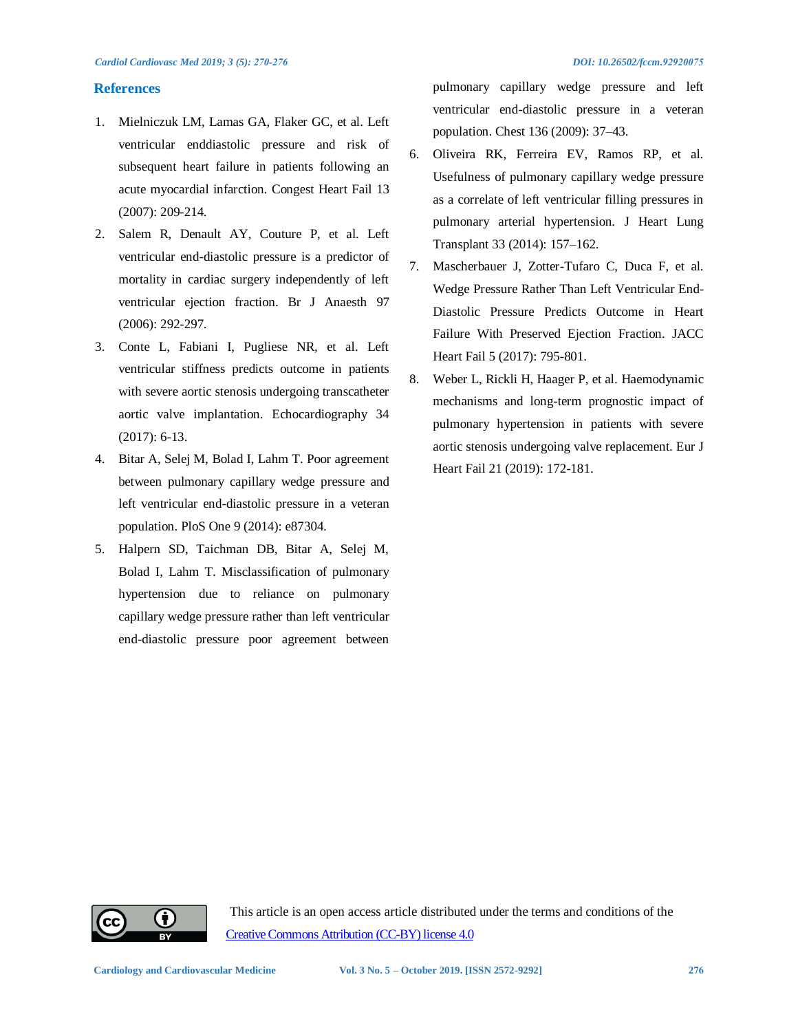## References

1. Mielniczuk LM, Lamas GA, Flaker GC, et al. Left ventricular enddiastolic pressure and risk of subsequent heart failure in patients following an acute myocardial infarction. Congest Heart Fail 13 (2007): 209-214.
2. Salem R, Denault AY, Couture P, et al. Left ventricular end-diastolic pressure is a predictor of mortality in cardiac surgery independently of left ventricular ejection fraction. Br J Anaesth 97 (2006): 292-297.
3. Conte L, Fabiani I, Pugliese NR, et al. Left ventricular stiffness predicts outcome in patients with severe aortic stenosis undergoing transcatheter aortic valve implantation. Echocardiography 34 (2017): 6-13.
4. Bitar A, Selej M, Bolad I, Lahm T. Poor agreement between pulmonary capillary wedge pressure and left ventricular end-diastolic pressure in a veteran population. PloS One 9 (2014): e87304.
5. Halpern SD, Taichman DB, Bitar A, Selej M, Bolad I, Lahm T. Misclassification of pulmonary hypertension due to reliance on pulmonary capillary wedge pressure rather than left ventricular end-diastolic pressure poor agreement between pulmonary capillary wedge pressure and left ventricular end-diastolic pressure in a veteran population. Chest 136 (2009): 37–43.
6. Oliveira RK, Ferreira EV, Ramos RP, et al. Usefulness of pulmonary capillary wedge pressure as a correlate of left ventricular filling pressures in pulmonary arterial hypertension. J Heart Lung Transplant 33 (2014): 157–162.
7. Mascherbauer J, Zotter-Tufaro C, Duca F, et al. Wedge Pressure Rather Than Left Ventricular End-Diastolic Pressure Predicts Outcome in Heart Failure With Preserved Ejection Fraction. JACC Heart Fail 5 (2017): 795-801.
8. Weber L, Rickli H, Haager P, et al. Haemodynamic mechanisms and long-term prognostic impact of pulmonary hypertension in patients with severe aortic stenosis undergoing valve replacement. Eur J Heart Fail 21 (2019): 172-181.

This article is an open access article distributed under the terms and conditions of the [Creative Commons Attribution (CC-BY) license 4.0](https://creativecommons.org/licenses/by/4.0/)